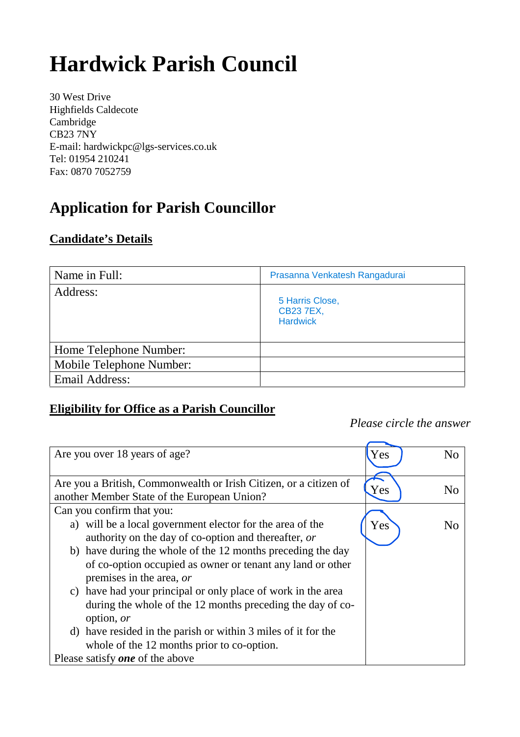# Hardwick Parish Council

30 West Drive
Highfields Caldecote
Cambridge
CB23 7NY
E-mail: hardwickpc@lgs-services.co.uk
Tel: 01954 210241
Fax: 0870 7052759

## Application for Parish Councillor

### Candidate's Details

| Name in Full: | Prasanna Venkatesh Rangadurai |
|---|---|
| Address: | 5 Harris Close,<br>CB23 7EX,<br>Hardwick |
| Home Telephone Number: | |
| Mobile Telephone Number: | |
| Email Address: | |

### Eligibility for Office as a Parish Councillor

*Please circle the answer*

| Question | Answer | |
|---|---|---|
| Are you over 18 years of age? | Yes (circled) | No |
| Are you a British, Commonwealth or Irish Citizen, or a citizen of another Member State of the European Union? | Yes (circled) | No |
| Can you confirm that you:<br>a) will be a local government elector for the area of the authority on the day of co-option and thereafter, *or*<br>b) have during the whole of the 12 months preceding the day of co-option occupied as owner or tenant any land or other premises in the area, *or*<br>c) have had your principal or only place of work in the area during the whole of the 12 months preceding the day of co-option, *or*<br>d) have resided in the parish or within 3 miles of it for the whole of the 12 months prior to co-option.<br>Please satisfy ***one*** of the above | Yes (circled) | No |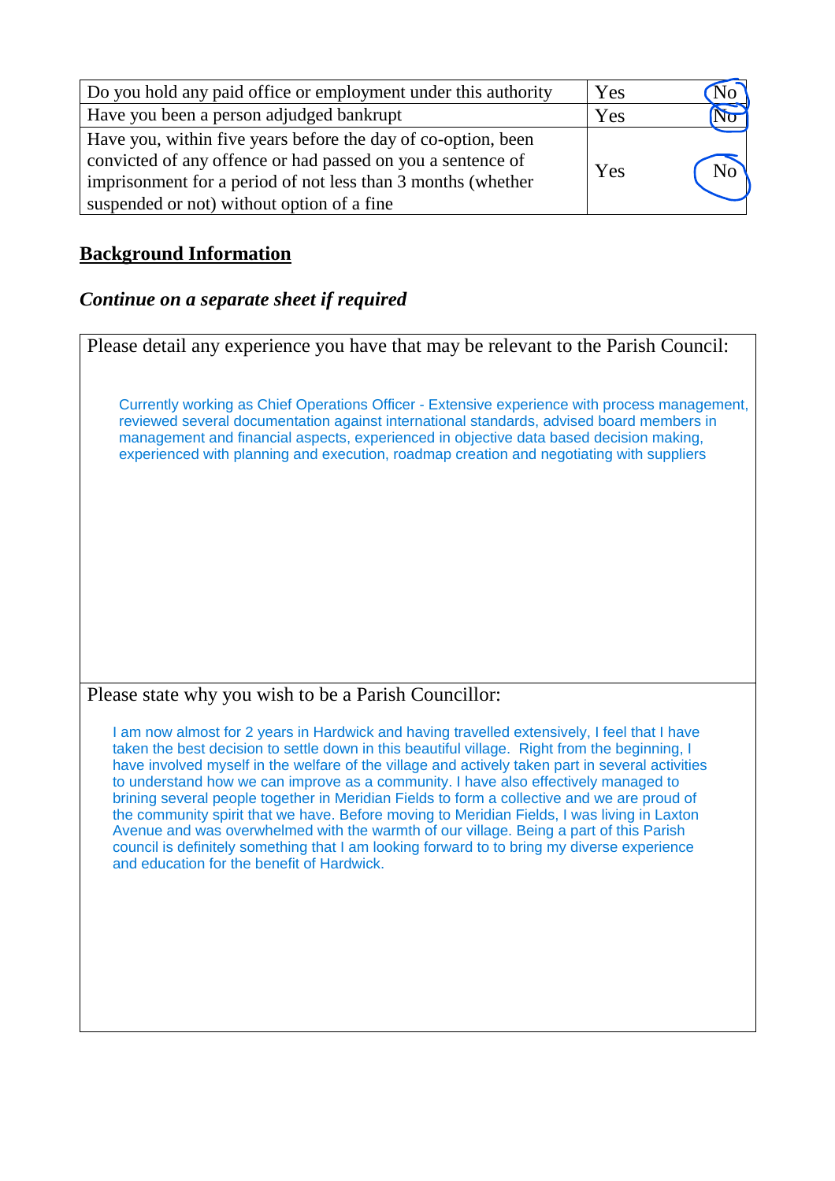| Do you hold any paid office or employment under this authority | Yes | No (circled) |
|---|---|---|
| Have you been a person adjudged bankrupt | Yes | No (circled) |
| Have you, within five years before the day of co-option, been convicted of any offence or had passed on you a sentence of imprisonment for a period of not less than 3 months (whether suspended or not) without option of a fine | Yes | No (circled) |

## Background Information

***Continue on a separate sheet if required***

| Please detail any experience you have that may be relevant to the Parish Council: |
|---|
| Currently working as Chief Operations Officer - Extensive experience with process management, reviewed several documentation against international standards, advised board members in management and financial aspects, experienced in objective data based decision making, experienced with planning and execution, roadmap creation and negotiating with suppliers |
| **Please state why you wish to be a Parish Councillor:** |
| I am now almost for 2 years in Hardwick and having travelled extensively, I feel that I have taken the best decision to settle down in this beautiful village. Right from the beginning, I have involved myself in the welfare of the village and actively taken part in several activities to understand how we can improve as a community. I have also effectively managed to brining several people together in Meridian Fields to form a collective and we are proud of the community spirit that we have. Before moving to Meridian Fields, I was living in Laxton Avenue and was overwhelmed with the warmth of our village. Being a part of this Parish council is definitely something that I am looking forward to to bring my diverse experience and education for the benefit of Hardwick. |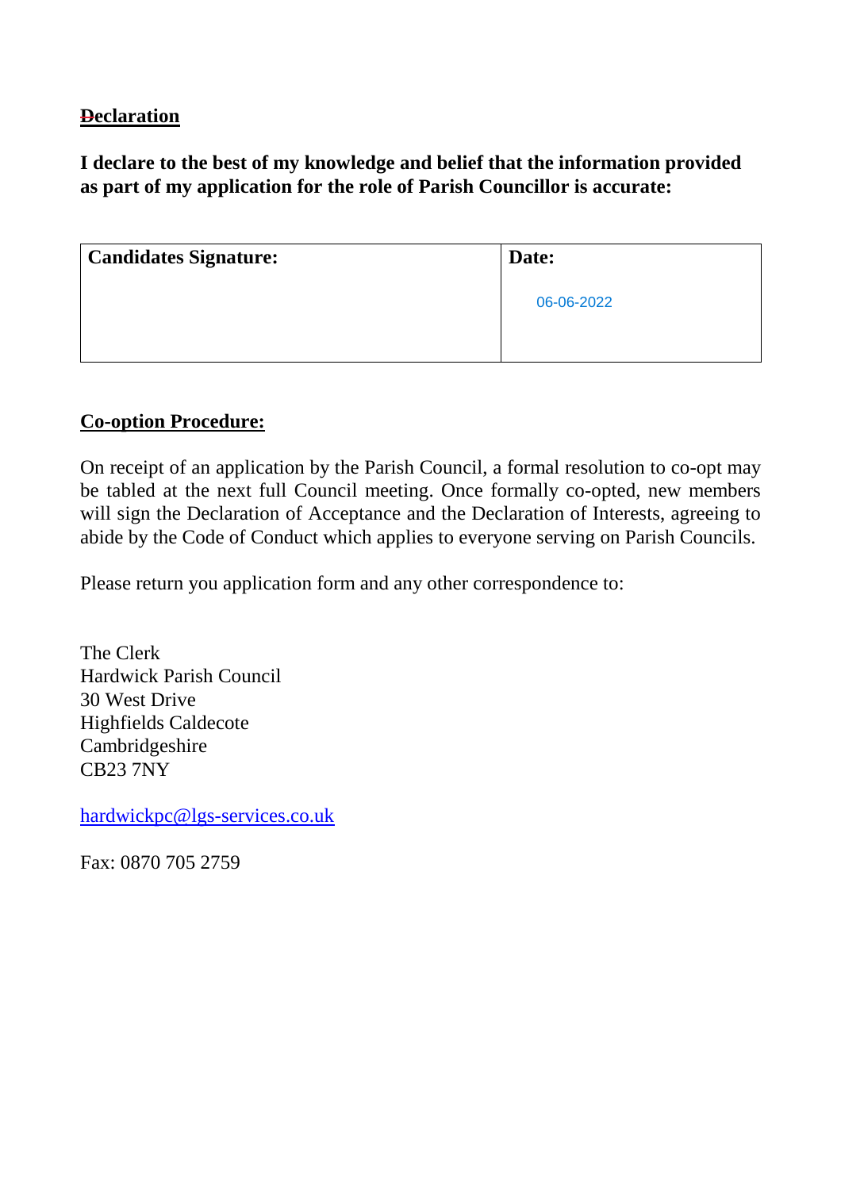**Declaration**

**I declare to the best of my knowledge and belief that the information provided as part of my application for the role of Parish Councillor is accurate:**

| **Candidates Signature:** | **Date:** |
|---|---|
| | 06-06-2022 |

**Co-option Procedure:**

On receipt of an application by the Parish Council, a formal resolution to co-opt may be tabled at the next full Council meeting. Once formally co-opted, new members will sign the Declaration of Acceptance and the Declaration of Interests, agreeing to abide by the Code of Conduct which applies to everyone serving on Parish Councils.

Please return you application form and any other correspondence to:

The Clerk
Hardwick Parish Council
30 West Drive
Highfields Caldecote
Cambridgeshire
CB23 7NY

hardwickpc@lgs-services.co.uk

Fax: 0870 705 2759